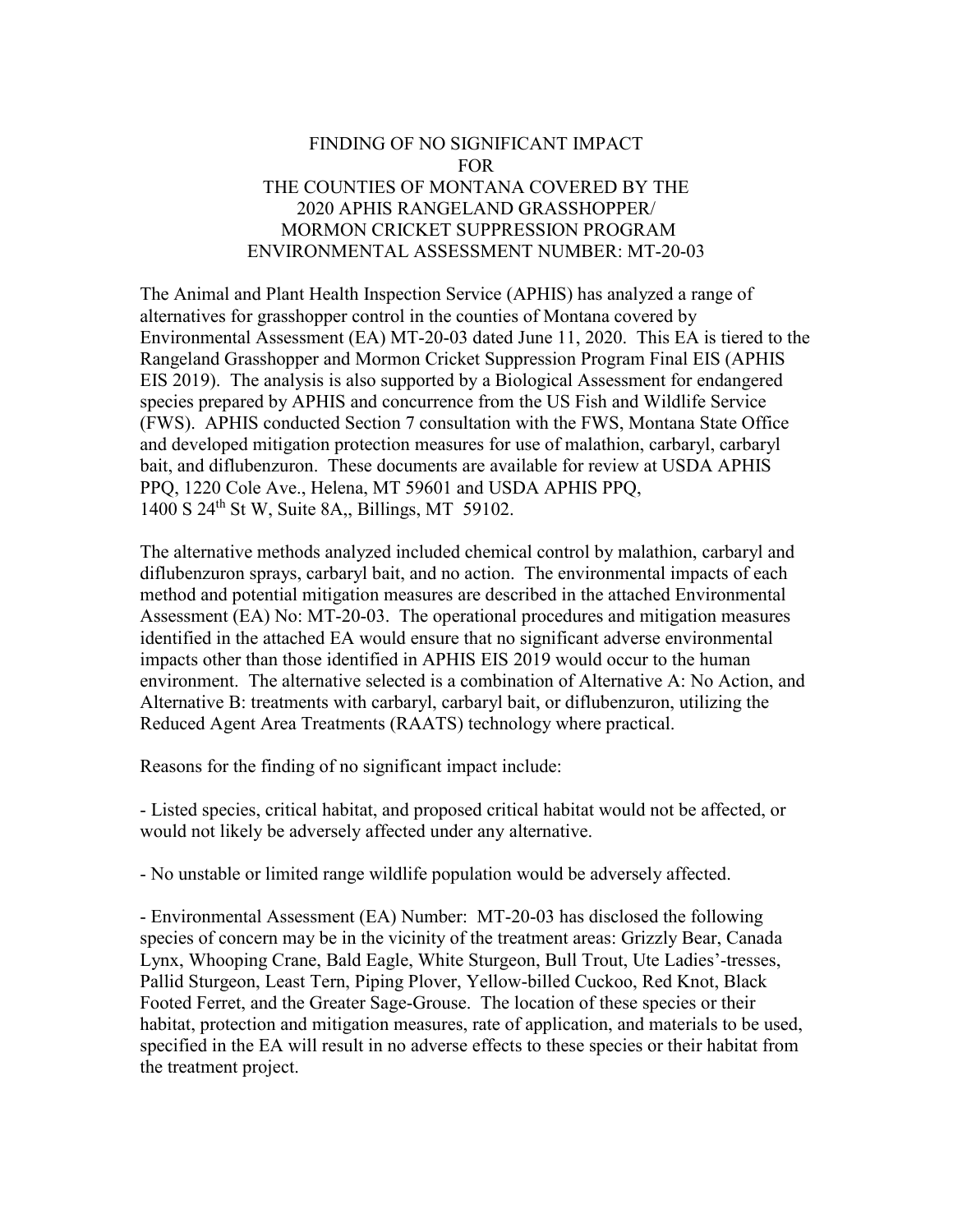# FINDING OF NO SIGNIFICANT IMPACT FOR THE COUNTIES OF MONTANA COVERED BY THE 2020 APHIS RANGELAND GRASSHOPPER/ MORMON CRICKET SUPPRESSION PROGRAM ENVIRONMENTAL ASSESSMENT NUMBER: MT-20-03

The Animal and Plant Health Inspection Service (APHIS) has analyzed a range of alternatives for grasshopper control in the counties of Montana covered by Environmental Assessment (EA) MT-20-03 dated June 11, 2020. This EA is tiered to the Rangeland Grasshopper and Mormon Cricket Suppression Program Final EIS (APHIS EIS 2019). The analysis is also supported by a Biological Assessment for endangered species prepared by APHIS and concurrence from the US Fish and Wildlife Service (FWS). APHIS conducted Section 7 consultation with the FWS, Montana State Office and developed mitigation protection measures for use of malathion, carbaryl, carbaryl bait, and diflubenzuron. These documents are available for review at USDA APHIS PPQ, 1220 Cole Ave., Helena, MT 59601 and USDA APHIS PPQ, 1400 S 24th St W, Suite 8A,, Billings, MT 59102.

The alternative methods analyzed included chemical control by malathion, carbaryl and diflubenzuron sprays, carbaryl bait, and no action. The environmental impacts of each method and potential mitigation measures are described in the attached Environmental Assessment (EA) No: MT-20-03. The operational procedures and mitigation measures identified in the attached EA would ensure that no significant adverse environmental impacts other than those identified in APHIS EIS 2019 would occur to the human environment. The alternative selected is a combination of Alternative A: No Action, and Alternative B: treatments with carbaryl, carbaryl bait, or diflubenzuron, utilizing the Reduced Agent Area Treatments (RAATS) technology where practical.

Reasons for the finding of no significant impact include:

- Listed species, critical habitat, and proposed critical habitat would not be affected, or would not likely be adversely affected under any alternative.

- No unstable or limited range wildlife population would be adversely affected.

- Environmental Assessment (EA) Number: MT-20-03 has disclosed the following species of concern may be in the vicinity of the treatment areas: Grizzly Bear, Canada Lynx, Whooping Crane, Bald Eagle, White Sturgeon, Bull Trout, Ute Ladies'-tresses, Pallid Sturgeon, Least Tern, Piping Plover, Yellow-billed Cuckoo, Red Knot, Black Footed Ferret, and the Greater Sage-Grouse. The location of these species or their habitat, protection and mitigation measures, rate of application, and materials to be used, specified in the EA will result in no adverse effects to these species or their habitat from the treatment project.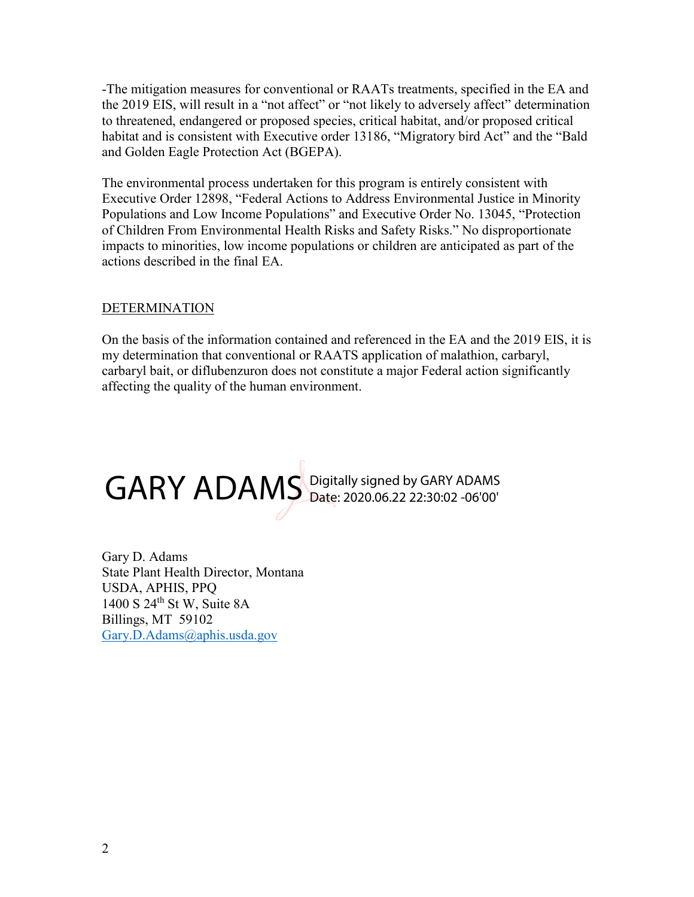-The mitigation measures for conventional or RAATs treatments, specified in the EA and the 2019 EIS, will result in a "not affect" or "not likely to adversely affect" determination to threatened, endangered or proposed species, critical habitat, and/or proposed critical habitat and is consistent with Executive order 13186, "Migratory bird Act" and the "Bald and Golden Eagle Protection Act (BGEPA).

The environmental process undertaken for this program is entirely consistent with Executive Order 12898, "Federal Actions to Address Environmental Justice in Minority Populations and Low Income Populations" and Executive Order No. 13045, "Protection of Children From Environmental Health Risks and Safety Risks." No disproportionate impacts to minorities, low income populations or children are anticipated as part of the actions described in the final EA.

## DETERMINATION

On the basis of the information contained and referenced in the EA and the 2019 EIS, it is my determination that conventional or RAATS application of malathion, carbaryl, carbaryl bait, or diflubenzuron does not constitute a major Federal action significantly affecting the quality of the human environment.

GARY ADAMS Digitally signed by GARY ADAMS
Date: 2020.06.22 22:30:02 -06'00'

Gary D. Adams
State Plant Health Director, Montana
USDA, APHIS, PPQ
1400 S 24th St W, Suite 8A
Billings, MT 59102
Gary.D.Adams@aphis.usda.gov